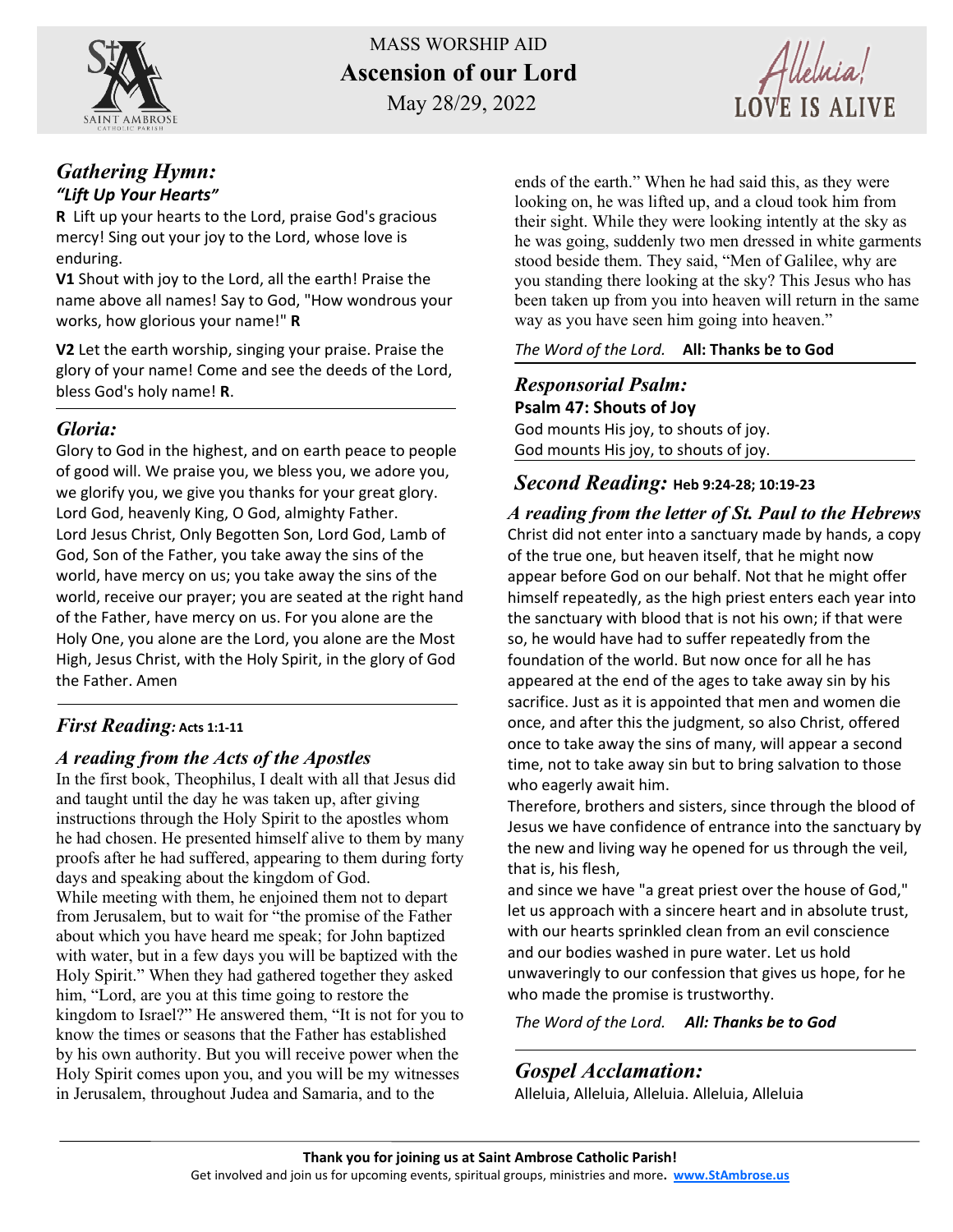# MASS WORSHIP AID
## Ascension of our Lord
May 28/29, 2022

Alleluia! LOVE IS ALIVE

## *Gathering Hymn:*
***"Lift Up Your Hearts"***

**R** Lift up your hearts to the Lord, praise God's gracious mercy! Sing out your joy to the Lord, whose love is enduring.

**V1** Shout with joy to the Lord, all the earth! Praise the name above all names! Say to God, "How wondrous your works, how glorious your name!" **R**

**V2** Let the earth worship, singing your praise. Praise the glory of your name! Come and see the deeds of the Lord, bless God's holy name! **R**.

## *Gloria:*

Glory to God in the highest, and on earth peace to people of good will. We praise you, we bless you, we adore you, we glorify you, we give you thanks for your great glory. Lord God, heavenly King, O God, almighty Father. Lord Jesus Christ, Only Begotten Son, Lord God, Lamb of God, Son of the Father, you take away the sins of the world, have mercy on us; you take away the sins of the world, receive our prayer; you are seated at the right hand of the Father, have mercy on us. For you alone are the Holy One, you alone are the Lord, you alone are the Most High, Jesus Christ, with the Holy Spirit, in the glory of God the Father. Amen

## *First Reading:* **Acts 1:1-11**

### *A reading from the Acts of the Apostles*

In the first book, Theophilus, I dealt with all that Jesus did and taught until the day he was taken up, after giving instructions through the Holy Spirit to the apostles whom he had chosen. He presented himself alive to them by many proofs after he had suffered, appearing to them during forty days and speaking about the kingdom of God.
While meeting with them, he enjoined them not to depart from Jerusalem, but to wait for "the promise of the Father about which you have heard me speak; for John baptized with water, but in a few days you will be baptized with the Holy Spirit." When they had gathered together they asked him, "Lord, are you at this time going to restore the kingdom to Israel?" He answered them, "It is not for you to know the times or seasons that the Father has established by his own authority. But you will receive power when the Holy Spirit comes upon you, and you will be my witnesses in Jerusalem, throughout Judea and Samaria, and to the ends of the earth." When he had said this, as they were looking on, he was lifted up, and a cloud took him from their sight. While they were looking intently at the sky as he was going, suddenly two men dressed in white garments stood beside them. They said, "Men of Galilee, why are you standing there looking at the sky? This Jesus who has been taken up from you into heaven will return in the same way as you have seen him going into heaven."

*The Word of the Lord.* **All: Thanks be to God**

## *Responsorial Psalm:*
**Psalm 47: Shouts of Joy**

God mounts His joy, to shouts of joy.
God mounts His joy, to shouts of joy.

## *Second Reading:* **Heb 9:24-28; 10:19-23**

### *A reading from the letter of St. Paul to the Hebrews*

Christ did not enter into a sanctuary made by hands, a copy of the true one, but heaven itself, that he might now appear before God on our behalf. Not that he might offer himself repeatedly, as the high priest enters each year into the sanctuary with blood that is not his own; if that were so, he would have had to suffer repeatedly from the foundation of the world. But now once for all he has appeared at the end of the ages to take away sin by his sacrifice. Just as it is appointed that men and women die once, and after this the judgment, so also Christ, offered once to take away the sins of many, will appear a second time, not to take away sin but to bring salvation to those who eagerly await him.
Therefore, brothers and sisters, since through the blood of Jesus we have confidence of entrance into the sanctuary by the new and living way he opened for us through the veil, that is, his flesh,
and since we have "a great priest over the house of God," let us approach with a sincere heart and in absolute trust, with our hearts sprinkled clean from an evil conscience and our bodies washed in pure water. Let us hold unwaveringly to our confession that gives us hope, for he who made the promise is trustworthy.

*The Word of the Lord.* ***All: Thanks be to God***

## *Gospel Acclamation:*

Alleluia, Alleluia, Alleluia. Alleluia, Alleluia

**Thank you for joining us at Saint Ambrose Catholic Parish!**
Get involved and join us for upcoming events, spiritual groups, ministries and more. **www.StAmbrose.us**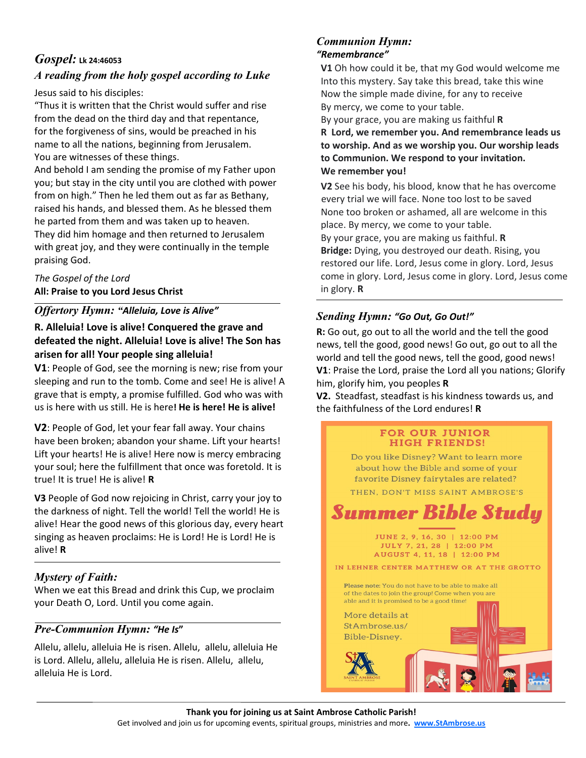## *Gospel:* Lk 24:46053

### *A reading from the holy gospel according to Luke*

Jesus said to his disciples:
“Thus it is written that the Christ would suffer and rise from the dead on the third day and that repentance, for the forgiveness of sins, would be preached in his name to all the nations, beginning from Jerusalem. You are witnesses of these things.
And behold I am sending the promise of my Father upon you; but stay in the city until you are clothed with power from on high.” Then he led them out as far as Bethany, raised his hands, and blessed them. As he blessed them he parted from them and was taken up to heaven. They did him homage and then returned to Jerusalem with great joy, and they were continually in the temple praising God.

*The Gospel of the Lord*
**All: Praise to you Lord Jesus Christ**

## *Offertory Hymn: “Alleluia, Love is Alive”*

**R. Alleluia! Love is alive! Conquered the grave and defeated the night. Alleluia! Love is alive! The Son has arisen for all! Your people sing alleluia!**

**V1**: People of God, see the morning is new; rise from your sleeping and run to the tomb. Come and see! He is alive! A grave that is empty, a promise fulfilled. God who was with us is here with us still. He is here**! He is here! He is alive!**

**V2**: People of God, let your fear fall away. Your chains have been broken; abandon your shame. Lift your hearts! Lift your hearts! He is alive! Here now is mercy embracing your soul; here the fulfillment that once was foretold. It is true! It is true! He is alive! **R**

**V3** People of God now rejoicing in Christ, carry your joy to the darkness of night. Tell the world! Tell the world! He is alive! Hear the good news of this glorious day, every heart singing as heaven proclaims: He is Lord! He is Lord! He is alive! **R**

## *Mystery of Faith:*

When we eat this Bread and drink this Cup, we proclaim your Death O, Lord. Until you come again.

## *Pre-Communion Hymn: “He Is”*

Allelu, allelu, alleluia He is risen. Allelu, allelu, alleluia He is Lord. Allelu, allelu, alleluia He is risen. Allelu, allelu, alleluia He is Lord.

## *Communion Hymn:*
### *“Remembrance”*

**V1** Oh how could it be, that my God would welcome me Into this mystery. Say take this bread, take this wine Now the simple made divine, for any to receive By mercy, we come to your table.
By your grace, you are making us faithful **R**

**R Lord, we remember you. And remembrance leads us to worship. And as we worship you. Our worship leads to Communion. We respond to your invitation. We remember you!**

**V2** See his body, his blood, know that he has overcome every trial we will face. None too lost to be saved None too broken or ashamed, all are welcome in this place. By mercy, we come to your table.
By your grace, you are making us faithful. **R**

**Bridge:** Dying, you destroyed our death. Rising, you restored our life. Lord, Jesus come in glory. Lord, Jesus come in glory. Lord, Jesus come in glory. Lord, Jesus come in glory. **R**

## *Sending Hymn: “Go Out, Go Out!”*

**R:** Go out, go out to all the world and the tell the good news, tell the good, good news! Go out, go out to all the world and tell the good news, tell the good, good news!
**V1**: Praise the Lord, praise the Lord all you nations; Glorify him, glorify him, you peoples **R**
**V2.** Steadfast, steadfast is his kindness towards us, and the faithfulness of the Lord endures! **R**

FOR OUR JUNIOR HIGH FRIENDS!

Do you like Disney? Want to learn more about how the Bible and some of your favorite Disney fairytales are related?

THEN, DON'T MISS SAINT AMBROSE'S

**Summer Bible Study**

JUNE 2, 9, 16, 30 | 12:00 PM
JULY 7, 21, 28 | 12:00 PM
AUGUST 4, 11, 18 | 12:00 PM

IN LEHNER CENTER MATTHEW OR AT THE GROTTO

**Please note:** You do not have to be able to make all of the dates to join the group! Come when you are able and it is promised to be a good time!

More details at StAmbrose.us/Bible-Disney.

SAINT AMBROSE CATHOLIC PARISH

**Thank you for joining us at Saint Ambrose Catholic Parish!**
Get involved and join us for upcoming events, spiritual groups, ministries and more**.** **www.StAmbrose.us**